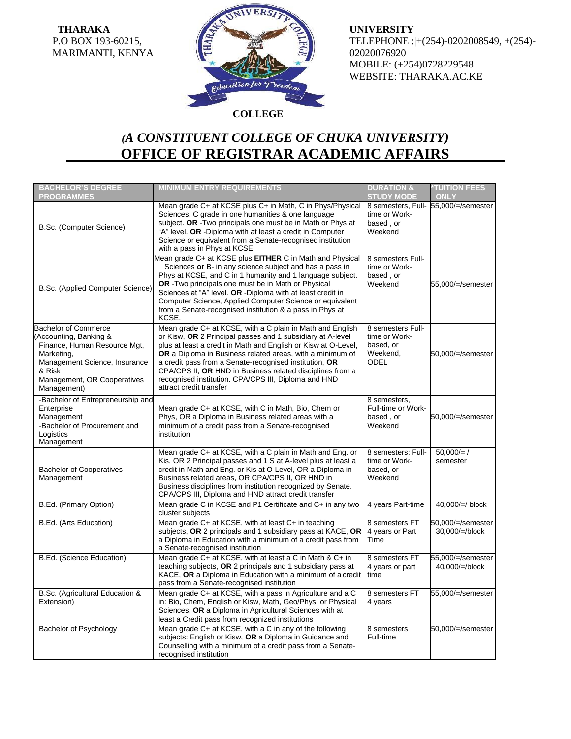**THARAKA UNIVERSITY COLLEGE**
P.O BOX 193-60215,
MARIMANTI, KENYA

TELEPHONE :|+(254)-0202008549, +(254)-02020076920
MOBILE: (+254)0728229548
WEBSITE: THARAKA.AC.KE

## *(A CONSTITUENT COLLEGE OF CHUKA UNIVERSITY)*

# OFFICE OF REGISTRAR ACADEMIC AFFAIRS

| BACHELOR'S DEGREE PROGRAMMES | MINIMUM ENTRY REQUIREMENTS | DURATION & STUDY MODE | *TUITION FEES ONLY |
|---|---|---|---|
| B.Sc. (Computer Science) | Mean grade C+ at KCSE plus C+ in Math, C in Phys/Physical Sciences, C grade in one humanities & one language subject. **OR** -Two principals one must be in Math or Phys at "A" level. **OR** -Diploma with at least a credit in Computer Science or equivalent from a Senate-recognised institution with a pass in Phys at KCSE. | 8 semesters, Full-time or Work-based , or Weekend | 55,000/=/semester |
| B.Sc. (Applied Computer Science) | Mean grade C+ at KCSE plus **EITHER** C in Math and Physical Sciences **or** B- in any science subject and has a pass in Phys at KCSE, and C in 1 humanity and 1 language subject. **OR** -Two principals one must be in Math or Physical Sciences at "A" level. **OR** -Diploma with at least credit in Computer Science, Applied Computer Science or equivalent from a Senate-recognised institution & a pass in Phys at KCSE. | 8 semesters Full-time or Work-based , or Weekend | 55,000/=/semester |
| Bachelor of Commerce (Accounting, Banking & Finance, Human Resource Mgt, Marketing, Management Science, Insurance & Risk Management, OR Cooperatives Management) | Mean grade C+ at KCSE, with a C plain in Math and English or Kisw, **OR** 2 Principal passes and 1 subsidiary at A-level plus at least a credit in Math and English or Kisw at O-Level, **OR** a Diploma in Business related areas, with a minimum of a credit pass from a Senate-recognised institution, **OR** CPA/CPS II, **OR** HND in Business related disciplines from a recognised institution. CPA/CPS III, Diploma and HND attract credit transfer | 8 semesters Full-time or Work-based, or Weekend, ODEL | 50,000/=/semester |
| -Bachelor of Entrepreneurship and Enterprise Management<br>-Bachelor of Procurement and Logistics Management | Mean grade C+ at KCSE, with C in Math, Bio, Chem or Phys, OR a Diploma in Business related areas with a minimum of a credit pass from a Senate-recognised institution | 8 semesters, Full-time or Work-based , or Weekend | 50,000/=/semester |
| Bachelor of Cooperatives Management | Mean grade C+ at KCSE, with a C plain in Math and Eng. or Kis, OR 2 Principal passes and 1 S at A-level plus at least a credit in Math and Eng. or Kis at O-Level, OR a Diploma in Business related areas, OR CPA/CPS II, OR HND in Business disciplines from institution recognized by Senate. CPA/CPS III, Diploma and HND attract credit transfer | 8 semesters: Full-time or Work-based, or Weekend | 50,000/= / semester |
| B.Ed. (Primary Option) | Mean grade C in KCSE and P1 Certificate and C+ in any two cluster subjects | 4 years Part-time | 40,000/=/ block |
| B.Ed. (Arts Education) | Mean grade C+ at KCSE, with at least C+ in teaching subjects, **OR** 2 principals and 1 subsidiary pass at KACE, **OR** a Diploma in Education with a minimum of a credit pass from a Senate-recognised institution | 8 semesters FT<br>4 years or Part Time | 50,000/=/semester<br>30,000/=/block |
| B.Ed. (Science Education) | Mean grade C+ at KCSE, with at least a C in Math & C+ in teaching subjects, **OR** 2 principals and 1 subsidiary pass at KACE, **OR** a Diploma in Education with a minimum of a credit pass from a Senate-recognised institution | 8 semesters FT<br>4 years or part time | 55,000/=/semester<br>40,000/=/block |
| B.Sc. (Agricultural Education & Extension) | Mean grade C+ at KCSE, with a pass in Agriculture and a C in: Bio, Chem, English or Kisw, Math, Geo/Phys, or Physical Sciences, **OR** a Diploma in Agricultural Sciences with at least a Credit pass from recognized institutions | 8 semesters FT<br>4 years | 55,000/=/semester |
| Bachelor of Psychology | Mean grade C+ at KCSE, with a C in any of the following subjects: English or Kisw, **OR** a Diploma in Guidance and Counselling with a minimum of a credit pass from a Senate-recognised institution | 8 semesters Full-time | 50,000/=/semester |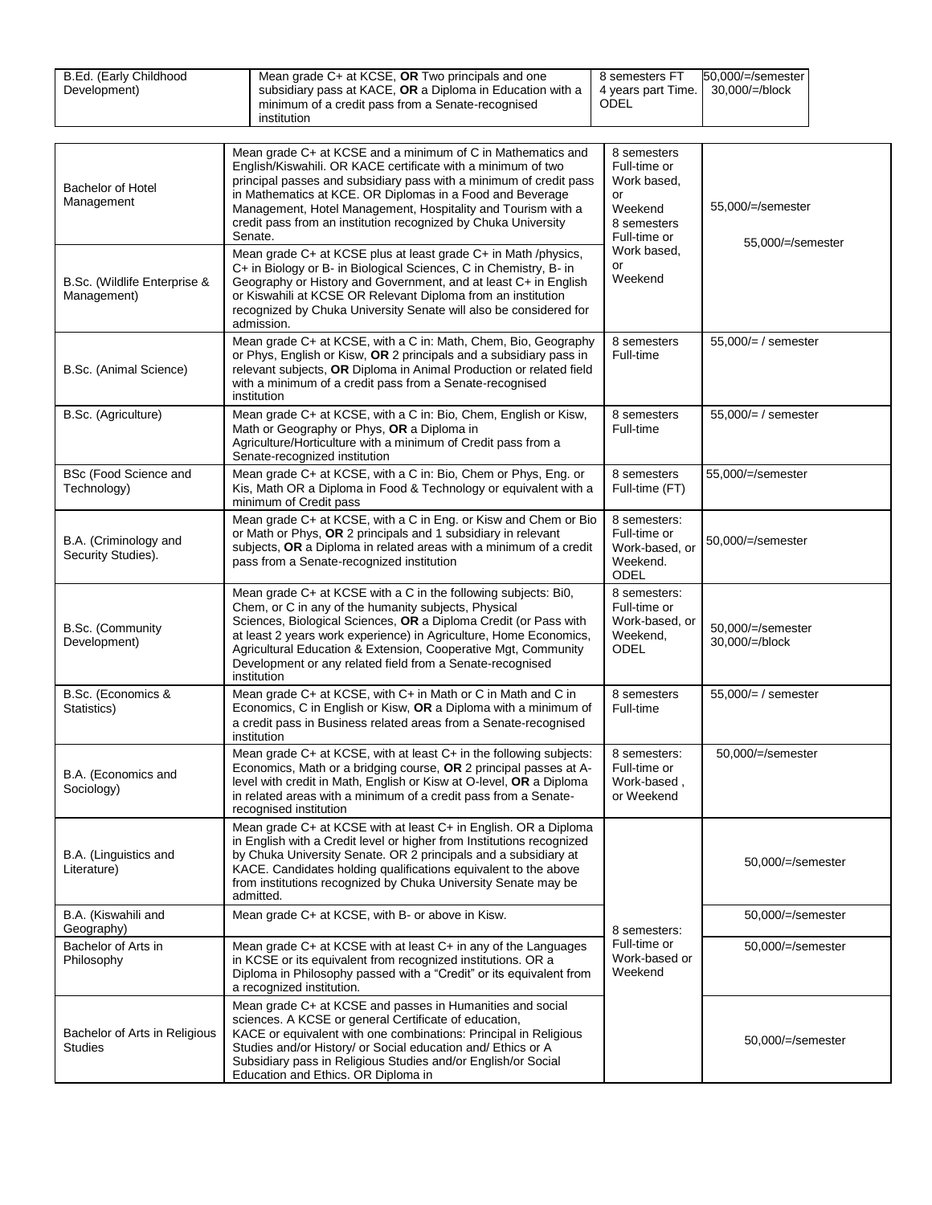| B.Ed. (Early Childhood Development) | Mean grade C+ at KCSE, **OR** Two principals and one subsidiary pass at KACE, **OR** a Diploma in Education with a minimum of a credit pass from a Senate-recognised institution | 8 semesters FT 4 years part Time. ODEL | 50,000/=/semester 30,000/=/block |
|---|---|---|---|

| | | | |
|---|---|---|---|
| Bachelor of Hotel Management | Mean grade C+ at KCSE and a minimum of C in Mathematics and English/Kiswahili. OR KACE certificate with a minimum of two principal passes and subsidiary pass with a minimum of credit pass in Mathematics at KCE. OR Diplomas in a Food and Beverage Management, Hotel Management, Hospitality and Tourism with a credit pass from an institution recognized by Chuka University Senate. | 8 semesters Full-time or Work based, or Weekend | 55,000/=/semester |
| B.Sc. (Wildlife Enterprise & Management) | Mean grade C+ at KCSE plus at least grade C+ in Math /physics, C+ in Biology or B- in Biological Sciences, C in Chemistry, B- in Geography or History and Government, and at least C+ in English or Kiswahili at KCSE OR Relevant Diploma from an institution recognized by Chuka University Senate will also be considered for admission. | 8 semesters Full-time or Work based, or Weekend | 55,000/=/semester |
| B.Sc. (Animal Science) | Mean grade C+ at KCSE, with a C in: Math, Chem, Bio, Geography or Phys, English or Kisw, **OR** 2 principals and a subsidiary pass in relevant subjects, **OR** Diploma in Animal Production or related field with a minimum of a credit pass from a Senate-recognised institution | 8 semesters Full-time | 55,000/= / semester |
| B.Sc. (Agriculture) | Mean grade C+ at KCSE, with a C in: Bio, Chem, English or Kisw, Math or Geography or Phys, **OR** a Diploma in Agriculture/Horticulture with a minimum of Credit pass from a Senate-recognized institution | 8 semesters Full-time | 55,000/= / semester |
| BSc (Food Science and Technology) | Mean grade C+ at KCSE, with a C in: Bio, Chem or Phys, Eng. or Kis, Math OR a Diploma in Food & Technology or equivalent with a minimum of Credit pass | 8 semesters Full-time (FT) | 55,000/=/semester |
| B.A. (Criminology and Security Studies). | Mean grade C+ at KCSE, with a C in Eng. or Kisw and Chem or Bio or Math or Phys, **OR** 2 principals and 1 subsidiary in relevant subjects, **OR** a Diploma in related areas with a minimum of a credit pass from a Senate-recognized institution | 8 semesters: Full-time or Work-based, or Weekend. ODEL | 50,000/=/semester |
| B.Sc. (Community Development) | Mean grade C+ at KCSE with a C in the following subjects: Bi0, Chem, or C in any of the humanity subjects, Physical Sciences, Biological Sciences, **OR** a Diploma Credit (or Pass with at least 2 years work experience) in Agriculture, Home Economics, Agricultural Education & Extension, Cooperative Mgt, Community Development or any related field from a Senate-recognised institution | 8 semesters: Full-time or Work-based, or Weekend, ODEL | 50,000/=/semester 30,000/=/block |
| B.Sc. (Economics & Statistics) | Mean grade C+ at KCSE, with C+ in Math or C in Math and C in Economics, C in English or Kisw, **OR** a Diploma with a minimum of a credit pass in Business related areas from a Senate-recognised institution | 8 semesters Full-time | 55,000/= / semester |
| B.A. (Economics and Sociology) | Mean grade C+ at KCSE, with at least C+ in the following subjects: Economics, Math or a bridging course, **OR** 2 principal passes at A-level with credit in Math, English or Kisw at O-level, **OR** a Diploma in related areas with a minimum of a credit pass from a Senate-recognised institution | 8 semesters: Full-time or Work-based , or Weekend | 50,000/=/semester |
| B.A. (Linguistics and Literature) | Mean grade C+ at KCSE with at least C+ in English. OR a Diploma in English with a Credit level or higher from Institutions recognized by Chuka University Senate. OR 2 principals and a subsidiary at KACE. Candidates holding qualifications equivalent to the above from institutions recognized by Chuka University Senate may be admitted. | 8 semesters: Full-time or Work-based or Weekend | 50,000/=/semester |
| B.A. (Kiswahili and Geography) | Mean grade C+ at KCSE, with B- or above in Kisw. | | 50,000/=/semester |
| Bachelor of Arts in Philosophy | Mean grade C+ at KCSE with at least C+ in any of the Languages in KCSE or its equivalent from recognized institutions. OR a Diploma in Philosophy passed with a "Credit" or its equivalent from a recognized institution. | | 50,000/=/semester |
| Bachelor of Arts in Religious Studies | Mean grade C+ at KCSE and passes in Humanities and social sciences. A KCSE or general Certificate of education, KACE or equivalent with one combinations: Principal in Religious Studies and/or History/ or Social education and/ Ethics or A Subsidiary pass in Religious Studies and/or English/or Social Education and Ethics. OR Diploma in | | 50,000/=/semester |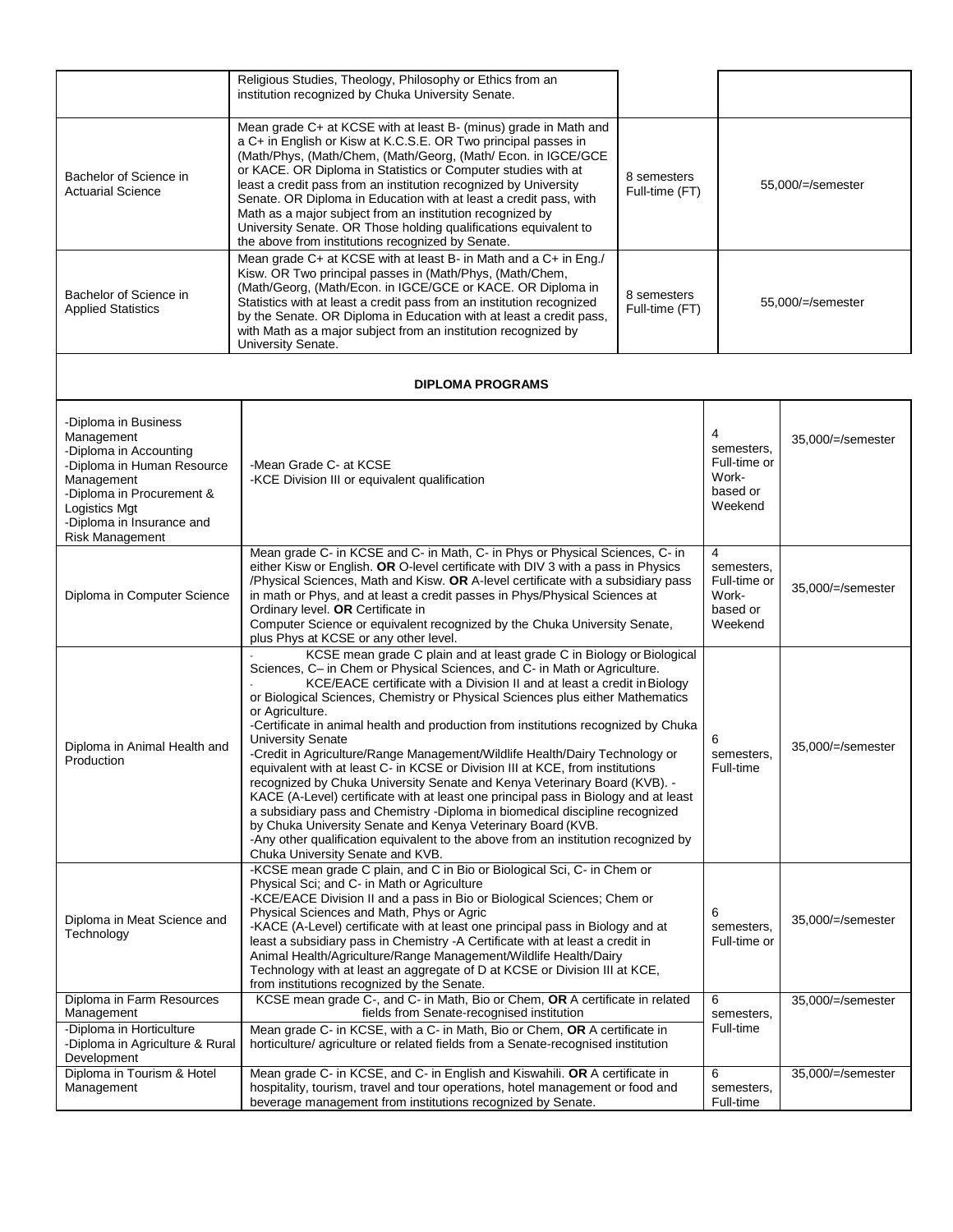| | | | |
|---|---|---|---|
| | Religious Studies, Theology, Philosophy or Ethics from an institution recognized by Chuka University Senate. | | |
| Bachelor of Science in Actuarial Science | Mean grade C+ at KCSE with at least B- (minus) grade in Math and a C+ in English or Kisw at K.C.S.E. OR Two principal passes in (Math/Phys, (Math/Chem, (Math/Georg, (Math/ Econ. in IGCE/GCE or KACE. OR Diploma in Statistics or Computer studies with at least a credit pass from an institution recognized by University Senate. OR Diploma in Education with at least a credit pass, with Math as a major subject from an institution recognized by University Senate. OR Those holding qualifications equivalent to the above from institutions recognized by Senate. | 8 semesters Full-time (FT) | 55,000/=/semester |
| Bachelor of Science in Applied Statistics | Mean grade C+ at KCSE with at least B- in Math and a C+ in Eng./ Kisw. OR Two principal passes in (Math/Phys, (Math/Chem, (Math/Georg, (Math/Econ. in IGCE/GCE or KACE. OR Diploma in Statistics with at least a credit pass from an institution recognized by the Senate. OR Diploma in Education with at least a credit pass, with Math as a major subject from an institution recognized by University Senate. | 8 semesters Full-time (FT) | 55,000/=/semester |

**DIPLOMA PROGRAMS**

| | | | |
|---|---|---|---|
| -Diploma in Business Management<br>-Diploma in Accounting<br>-Diploma in Human Resource Management<br>-Diploma in Procurement & Logistics Mgt<br>-Diploma in Insurance and Risk Management | -Mean Grade C- at KCSE<br>-KCE Division III or equivalent qualification | 4 semesters, Full-time or Work-based or Weekend | 35,000/=/semester |
| Diploma in Computer Science | Mean grade C- in KCSE and C- in Math, C- in Phys or Physical Sciences, C- in either Kisw or English. **OR** O-level certificate with DIV 3 with a pass in Physics /Physical Sciences, Math and Kisw. **OR** A-level certificate with a subsidiary pass in math or Phys, and at least a credit passes in Phys/Physical Sciences at Ordinary level. **OR** Certificate in Computer Science or equivalent recognized by the Chuka University Senate, plus Phys at KCSE or any other level. | 4 semesters, Full-time or Work-based or Weekend | 35,000/=/semester |
| Diploma in Animal Health and Production | - KCSE mean grade C plain and at least grade C in Biology or Biological Sciences, C– in Chem or Physical Sciences, and C- in Math or Agriculture.<br>- KCE/EACE certificate with a Division II and at least a credit in Biology or Biological Sciences, Chemistry or Physical Sciences plus either Mathematics or Agriculture.<br>-Certificate in animal health and production from institutions recognized by Chuka University Senate<br>-Credit in Agriculture/Range Management/Wildlife Health/Dairy Technology or equivalent with at least C- in KCSE or Division III at KCE, from institutions recognized by Chuka University Senate and Kenya Veterinary Board (KVB). -KACE (A-Level) certificate with at least one principal pass in Biology and at least a subsidiary pass and Chemistry -Diploma in biomedical discipline recognized by Chuka University Senate and Kenya Veterinary Board (KVB.<br>-Any other qualification equivalent to the above from an institution recognized by Chuka University Senate and KVB. | 6 semesters, Full-time | 35,000/=/semester |
| Diploma in Meat Science and Technology | -KCSE mean grade C plain, and C in Bio or Biological Sci, C- in Chem or Physical Sci; and C- in Math or Agriculture<br>-KCE/EACE Division II and a pass in Bio or Biological Sciences; Chem or Physical Sciences and Math, Phys or Agric<br>-KACE (A-Level) certificate with at least one principal pass in Biology and at least a subsidiary pass in Chemistry -A Certificate with at least a credit in Animal Health/Agriculture/Range Management/Wildlife Health/Dairy Technology with at least an aggregate of D at KCSE or Division III at KCE, from institutions recognized by the Senate. | 6 semesters, Full-time or | 35,000/=/semester |
| Diploma in Farm Resources Management | KCSE mean grade C-, and C- in Math, Bio or Chem, **OR** A certificate in related fields from Senate-recognised institution | 6 semesters, Full-time | 35,000/=/semester |
| -Diploma in Horticulture<br>-Diploma in Agriculture & Rural Development | Mean grade C- in KCSE, with a C- in Math, Bio or Chem, **OR** A certificate in horticulture/ agriculture or related fields from a Senate-recognised institution | | |
| Diploma in Tourism & Hotel Management | Mean grade C- in KCSE, and C- in English and Kiswahili. **OR** A certificate in hospitality, tourism, travel and tour operations, hotel management or food and beverage management from institutions recognized by Senate. | 6 semesters, Full-time | 35,000/=/semester |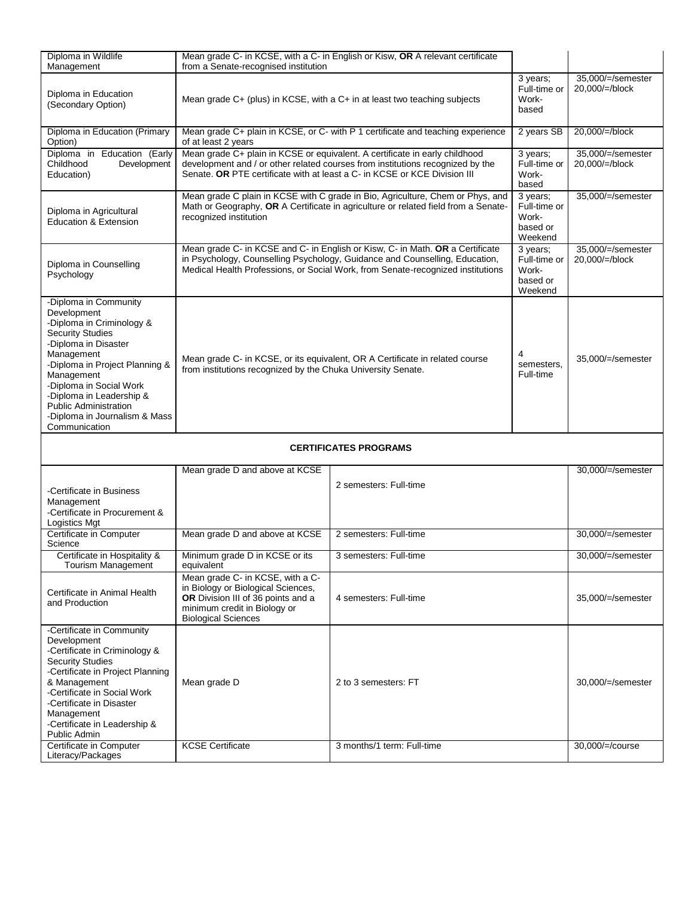| Programme | Minimum Requirements | Duration | Fees |
|---|---|---|---|
| Diploma in Wildlife Management | Mean grade C- in KCSE, with a C- in English or Kisw, **OR** A relevant certificate from a Senate-recognised institution | | |
| Diploma in Education (Secondary Option) | Mean grade C+ (plus) in KCSE, with a C+ in at least two teaching subjects | 3 years; Full-time or Work-based | 35,000/=/semester 20,000/=/block |
| Diploma in Education (Primary Option) | Mean grade C+ plain in KCSE, or C- with P 1 certificate and teaching experience of at least 2 years | 2 years SB | 20,000/=/block |
| Diploma in Education (Early Childhood Development Education) | Mean grade C+ plain in KCSE or equivalent. A certificate in early childhood development and / or other related courses from institutions recognized by the Senate. **OR** PTE certificate with at least a C- in KCSE or KCE Division III | 3 years; Full-time or Work-based | 35,000/=/semester 20,000/=/block |
| Diploma in Agricultural Education & Extension | Mean grade C plain in KCSE with C grade in Bio, Agriculture, Chem or Phys, and Math or Geography, **OR** A Certificate in agriculture or related field from a Senate-recognized institution | 3 years; Full-time or Work-based or Weekend | 35,000/=/semester |
| Diploma in Counselling Psychology | Mean grade C- in KCSE and C- in English or Kisw, C- in Math. **OR** a Certificate in Psychology, Counselling Psychology, Guidance and Counselling, Education, Medical Health Professions, or Social Work, from Senate-recognized institutions | 3 years; Full-time or Work-based or Weekend | 35,000/=/semester 20,000/=/block |
| -Diploma in Community Development<br>-Diploma in Criminology & Security Studies<br>-Diploma in Disaster Management<br>-Diploma in Project Planning & Management<br>-Diploma in Social Work<br>-Diploma in Leadership & Public Administration<br>-Diploma in Journalism & Mass Communication | Mean grade C- in KCSE, or its equivalent, OR A Certificate in related course from institutions recognized by the Chuka University Senate. | 4 semesters, Full-time | 35,000/=/semester |

**CERTIFICATES PROGRAMS**

| Programme | Minimum Requirements | Duration | Fees |
|---|---|---|---|
| -Certificate in Business Management<br>-Certificate in Procurement & Logistics Mgt | Mean grade D and above at KCSE | 2 semesters: Full-time | 30,000/=/semester |
| Certificate in Computer Science | Mean grade D and above at KCSE | 2 semesters: Full-time | 30,000/=/semester |
| Certificate in Hospitality & Tourism Management | Minimum grade D in KCSE or its equivalent | 3 semesters: Full-time | 30,000/=/semester |
| Certificate in Animal Health and Production | Mean grade C- in KCSE, with a C- in Biology or Biological Sciences, **OR** Division III of 36 points and a minimum credit in Biology or Biological Sciences | 4 semesters: Full-time | 35,000/=/semester |
| -Certificate in Community Development<br>-Certificate in Criminology & Security Studies<br>-Certificate in Project Planning & Management<br>-Certificate in Social Work<br>-Certificate in Disaster Management<br>-Certificate in Leadership & Public Admin | Mean grade D | 2 to 3 semesters: FT | 30,000/=/semester |
| Certificate in Computer Literacy/Packages | KCSE Certificate | 3 months/1 term: Full-time | 30,000/=/course |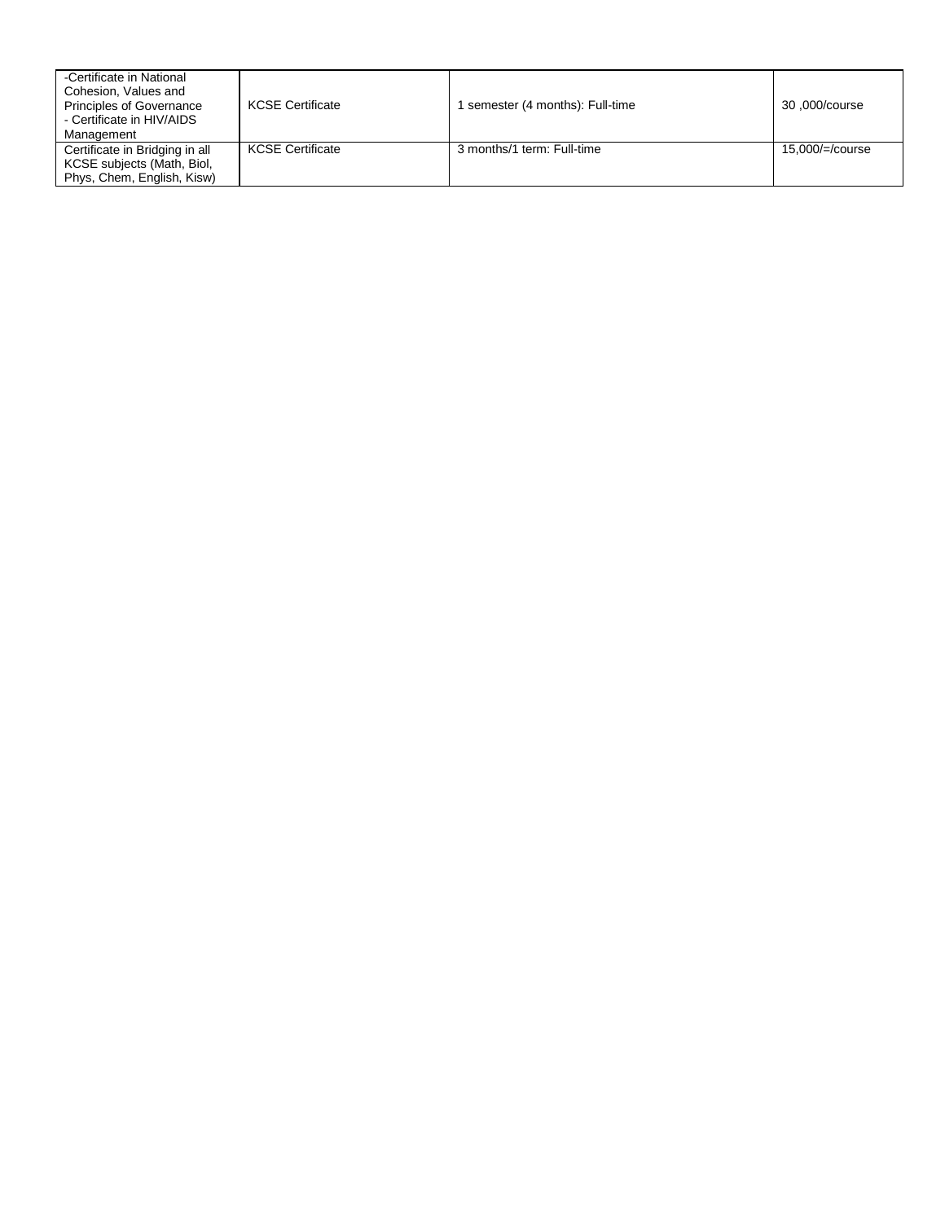| | | | |
|---|---|---|---|
| -Certificate in National Cohesion, Values and Principles of Governance<br>- Certificate in HIV/AIDS Management | KCSE Certificate | 1 semester (4 months): Full-time | 30 ,000/course |
| Certificate in Bridging in all KCSE subjects (Math, Biol, Phys, Chem, English, Kisw) | KCSE Certificate | 3 months/1 term: Full-time | 15,000/=/course |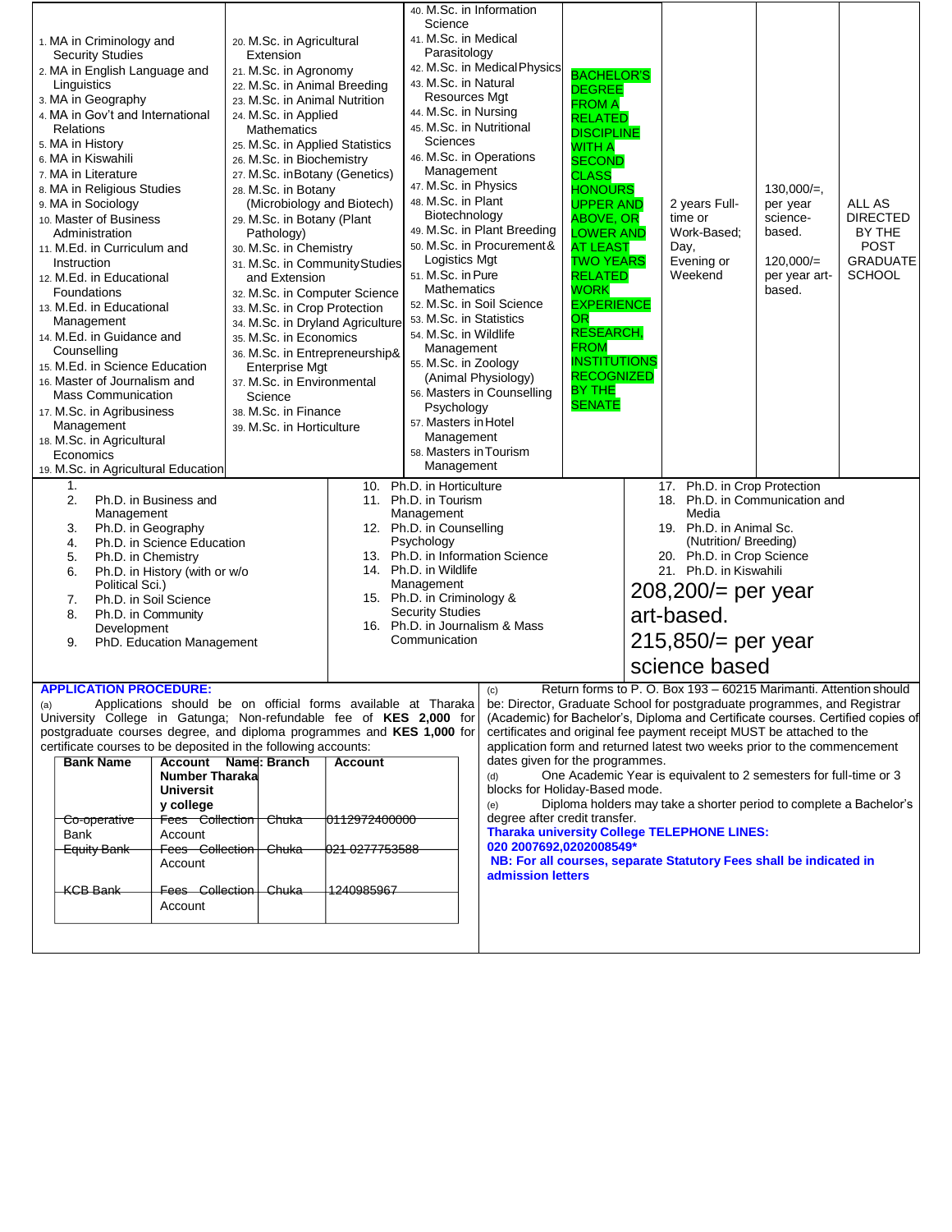| | | | | | | |
|---|---|---|---|---|---|---|
| 1. MA in Criminology and Security Studies<br>2. MA in English Language and Linguistics<br>3. MA in Geography<br>4. MA in Gov't and International Relations<br>5. MA in History<br>6. MA in Kiswahili<br>7. MA in Literature<br>8. MA in Religious Studies<br>9. MA in Sociology<br>10. Master of Business Administration<br>11. M.Ed. in Curriculum and Instruction<br>12. M.Ed. in Educational Foundations<br>13. M.Ed. in Educational Management<br>14. M.Ed. in Guidance and Counselling<br>15. M.Ed. in Science Education<br>16. Master of Journalism and Mass Communication<br>17. M.Sc. in Agribusiness Management<br>18. M.Sc. in Agricultural Economics<br>19. M.Sc. in Agricultural Education | 20. M.Sc. in Agricultural Extension<br>21. M.Sc. in Agronomy<br>22. M.Sc. in Animal Breeding<br>23. M.Sc. in Animal Nutrition<br>24. M.Sc. in Applied Mathematics<br>25. M.Sc. in Applied Statistics<br>26. M.Sc. in Biochemistry<br>27. M.Sc. in Botany (Genetics)<br>28. M.Sc. in Botany (Microbiology and Biotech)<br>29. M.Sc. in Botany (Plant Pathology)<br>30. M.Sc. in Chemistry<br>31. M.Sc. in Community Studies and Extension<br>32. M.Sc. in Computer Science<br>33. M.Sc. in Crop Protection<br>34. M.Sc. in Dryland Agriculture<br>35. M.Sc. in Economics<br>36. M.Sc. in Entrepreneurship& Enterprise Mgt<br>37. M.Sc. in Environmental Science<br>38. M.Sc. in Finance<br>39. M.Sc. in Horticulture | 40. M.Sc. in Information Science<br>41. M.Sc. in Medical Parasitology<br>42. M.Sc. in Medical Physics<br>43. M.Sc. in Natural Resources Mgt<br>44. M.Sc. in Nursing<br>45. M.Sc. in Nutritional Sciences<br>46. M.Sc. in Operations Management<br>47. M.Sc. in Physics<br>48. M.Sc. in Plant Biotechnology<br>49. M.Sc. in Plant Breeding<br>50. M.Sc. in Procurement & Logistics Mgt<br>51. M.Sc. in Pure Mathematics<br>52. M.Sc. in Soil Science<br>53. M.Sc. in Statistics<br>54. M.Sc. in Wildlife Management<br>55. M.Sc. in Zoology (Animal Physiology)<br>56. Masters in Counselling Psychology<br>57. Masters in Hotel Management<br>58. Masters in Tourism Management | BACHELOR'S DEGREE FROM A RELATED DISCIPLINE WITH A SECOND CLASS HONOURS UPPER AND ABOVE, OR LOWER AND AT LEAST TWO YEARS RELATED WORK EXPERIENCE OR RESEARCH, FROM INSTITUTIONS RECOGNIZED BY THE SENATE | 2 years Full-time or Work-Based; Day, Evening or Weekend | 130,000/=, per year science-based.<br><br>120,000/= per year art-based. | ALL AS DIRECTED BY THE POST GRADUATE SCHOOL |

| | | |
|---|---|---|
| 1.<br>2. Ph.D. in Business and Management<br>3. Ph.D. in Geography<br>4. Ph.D. in Science Education<br>5. Ph.D. in Chemistry<br>6. Ph.D. in History (with or w/o Political Sci.)<br>7. Ph.D. in Soil Science<br>8. Ph.D. in Community Development<br>9. PhD. Education Management | 10. Ph.D. in Horticulture<br>11. Ph.D. in Tourism Management<br>12. Ph.D. in Counselling Psychology<br>13. Ph.D. in Information Science<br>14. Ph.D. in Wildlife Management<br>15. Ph.D. in Criminology & Security Studies<br>16. Ph.D. in Journalism & Mass Communication | 17. Ph.D. in Crop Protection<br>18. Ph.D. in Communication and Media<br>19. Ph.D. in Animal Sc. (Nutrition/ Breeding)<br>20. Ph.D. in Crop Science<br>21. Ph.D. in Kiswahili<br><br>208,200/= per year art-based.<br>215,850/= per year science based |

**APPLICATION PROCEDURE:**

(a) Applications should be on official forms available at Tharaka University College in Gatunga; Non-refundable fee of **KES 2,000** for postgraduate courses degree, and diploma programmes and **KES 1,000** for certificate courses to be deposited in the following accounts:

| Bank Name | Account Name: Tharaka University college | Branch | Account Number |
|---|---|---|---|
| ~~Co-operative Bank~~ | ~~Fees Collection~~ Account | ~~Chuka~~ | ~~0112972400000~~ |
| ~~Equity Bank~~ | ~~Fees Collection~~ Account | ~~Chuka~~ | ~~021 0277753588~~ |
| ~~KCB Bank~~ | ~~Fees Collection~~ Account | ~~Chuka~~ | ~~1240985967~~ |

(c) Return forms to P. O. Box 193 – 60215 Marimanti. Attention should be: Director, Graduate School for postgraduate programmes, and Registrar (Academic) for Bachelor's, Diploma and Certificate courses. Certified copies of certificates and original fee payment receipt MUST be attached to the application form and returned latest two weeks prior to the commencement dates given for the programmes.

(d) One Academic Year is equivalent to 2 semesters for full-time or 3 blocks for Holiday-Based mode.

(e) Diploma holders may take a shorter period to complete a Bachelor's degree after credit transfer.

**Tharaka university College TELEPHONE LINES: 020 2007692,0202008549***

**NB: For all courses, separate Statutory Fees shall be indicated in admission letters**